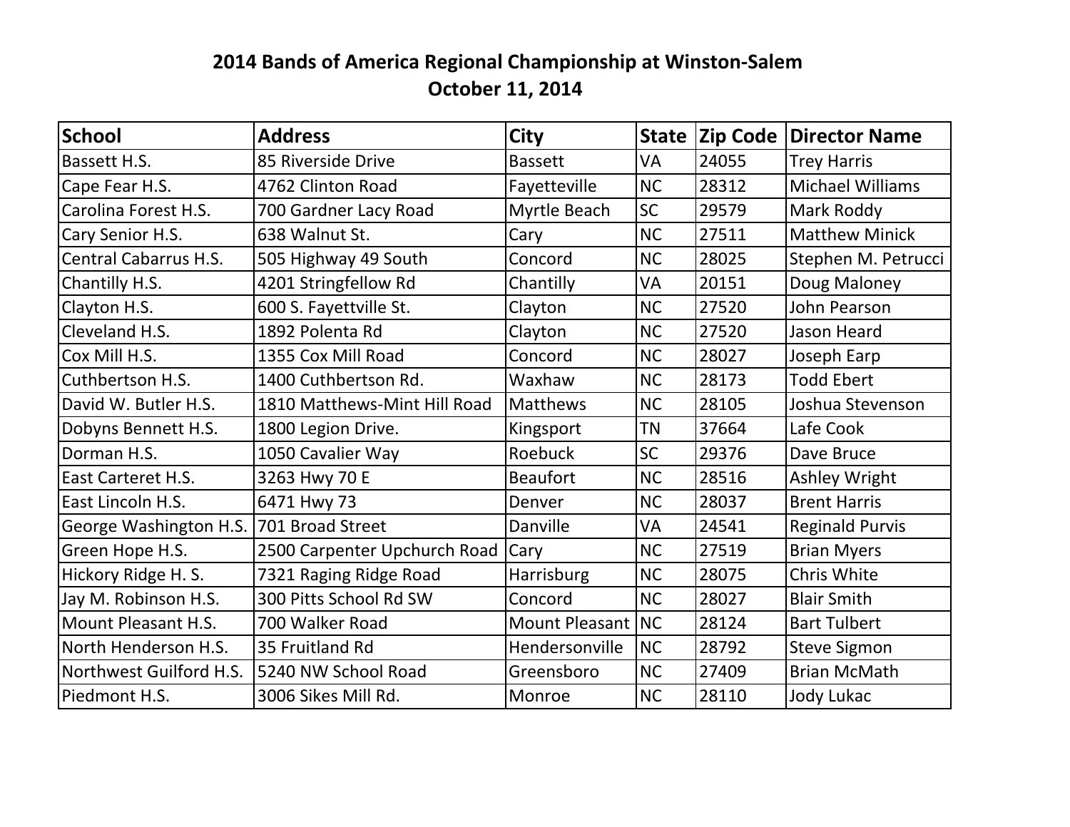# 2014 Bands of America Regional Championship at Winston-Salem

## October 11, 2014

| School | Address | City | State | Zip Code | Director Name |
|---|---|---|---|---|---|
| Bassett H.S. | 85 Riverside Drive | Bassett | VA | 24055 | Trey Harris |
| Cape Fear H.S. | 4762 Clinton Road | Fayetteville | NC | 28312 | Michael Williams |
| Carolina Forest H.S. | 700 Gardner Lacy Road | Myrtle Beach | SC | 29579 | Mark Roddy |
| Cary Senior H.S. | 638 Walnut St. | Cary | NC | 27511 | Matthew Minick |
| Central Cabarrus H.S. | 505 Highway 49 South | Concord | NC | 28025 | Stephen M. Petrucci |
| Chantilly H.S. | 4201 Stringfellow Rd | Chantilly | VA | 20151 | Doug Maloney |
| Clayton H.S. | 600 S. Fayettville St. | Clayton | NC | 27520 | John Pearson |
| Cleveland H.S. | 1892 Polenta Rd | Clayton | NC | 27520 | Jason Heard |
| Cox Mill H.S. | 1355 Cox Mill Road | Concord | NC | 28027 | Joseph Earp |
| Cuthbertson H.S. | 1400 Cuthbertson Rd. | Waxhaw | NC | 28173 | Todd Ebert |
| David W. Butler H.S. | 1810 Matthews-Mint Hill Road | Matthews | NC | 28105 | Joshua Stevenson |
| Dobyns Bennett H.S. | 1800 Legion Drive. | Kingsport | TN | 37664 | Lafe Cook |
| Dorman H.S. | 1050 Cavalier Way | Roebuck | SC | 29376 | Dave Bruce |
| East Carteret H.S. | 3263 Hwy 70 E | Beaufort | NC | 28516 | Ashley Wright |
| East Lincoln H.S. | 6471 Hwy 73 | Denver | NC | 28037 | Brent Harris |
| George Washington H.S. | 701 Broad Street | Danville | VA | 24541 | Reginald Purvis |
| Green Hope H.S. | 2500 Carpenter Upchurch Road | Cary | NC | 27519 | Brian Myers |
| Hickory Ridge H. S. | 7321 Raging Ridge Road | Harrisburg | NC | 28075 | Chris White |
| Jay M. Robinson H.S. | 300 Pitts School Rd SW | Concord | NC | 28027 | Blair Smith |
| Mount Pleasant H.S. | 700 Walker Road | Mount Pleasant | NC | 28124 | Bart Tulbert |
| North Henderson H.S. | 35 Fruitland Rd | Hendersonville | NC | 28792 | Steve Sigmon |
| Northwest Guilford H.S. | 5240 NW School Road | Greensboro | NC | 27409 | Brian McMath |
| Piedmont H.S. | 3006 Sikes Mill Rd. | Monroe | NC | 28110 | Jody Lukac |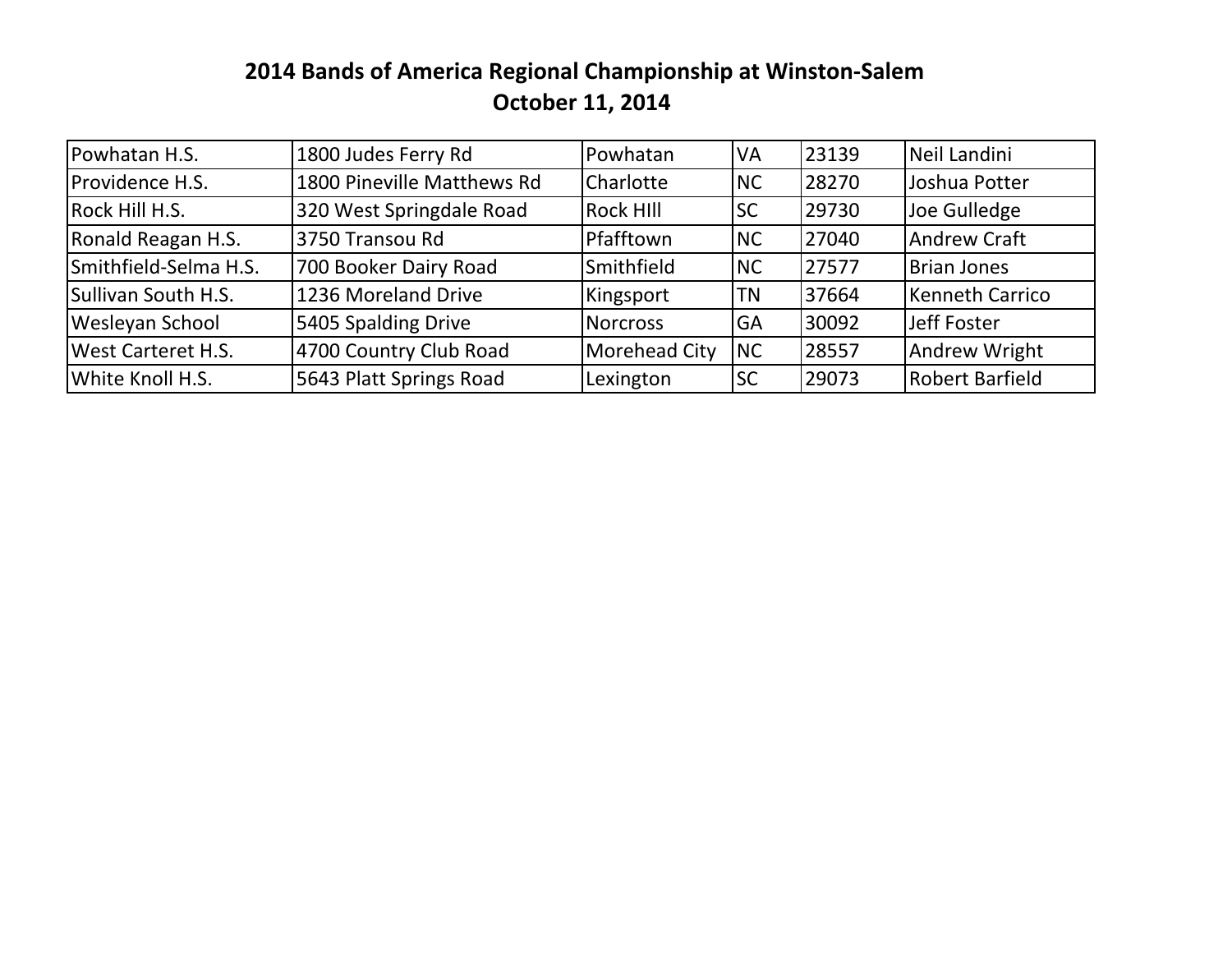**2014 Bands of America Regional Championship at Winston-Salem**
**October 11, 2014**

| | | | | | |
|---|---|---|---|---|---|
| Powhatan H.S. | 1800 Judes Ferry Rd | Powhatan | VA | 23139 | Neil Landini |
| Providence H.S. | 1800 Pineville Matthews Rd | Charlotte | NC | 28270 | Joshua Potter |
| Rock Hill H.S. | 320 West Springdale Road | Rock HIll | SC | 29730 | Joe Gulledge |
| Ronald Reagan H.S. | 3750 Transou Rd | Pfafftown | NC | 27040 | Andrew Craft |
| Smithfield-Selma H.S. | 700 Booker Dairy Road | Smithfield | NC | 27577 | Brian Jones |
| Sullivan South H.S. | 1236 Moreland Drive | Kingsport | TN | 37664 | Kenneth Carrico |
| Wesleyan School | 5405 Spalding Drive | Norcross | GA | 30092 | Jeff Foster |
| West Carteret H.S. | 4700 Country Club Road | Morehead City | NC | 28557 | Andrew Wright |
| White Knoll H.S. | 5643 Platt Springs Road | Lexington | SC | 29073 | Robert Barfield |